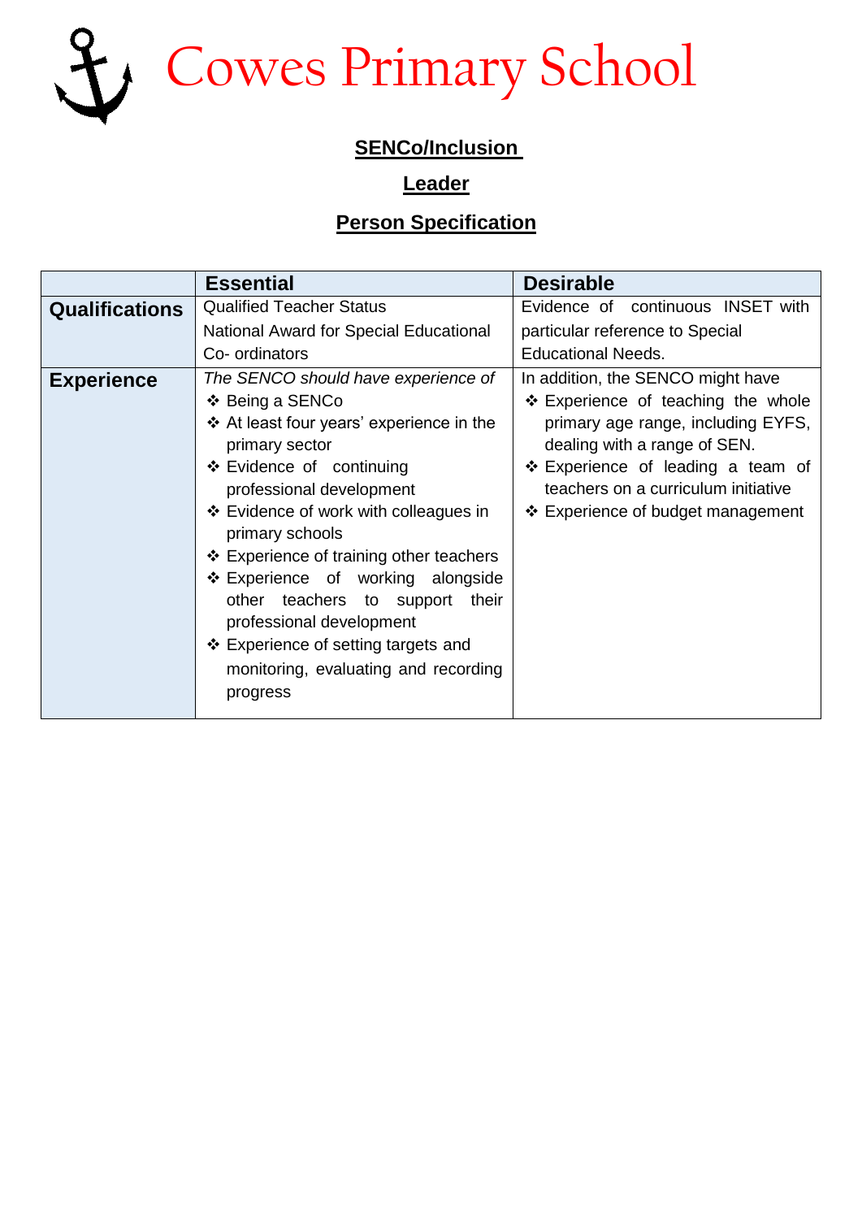# Cowes Primary School

## SENCo/Inclusion

## Leader

## Person Specification

| | Essential | Desirable |
|---|---|---|
| **Qualifications** | Qualified Teacher Status<br>National Award for Special Educational Co- ordinators | Evidence of continuous INSET with particular reference to Special Educational Needs. |
| **Experience** | *The SENCO should have experience of*<br>❖ Being a SENCo<br>❖ At least four years' experience in the primary sector<br>❖ Evidence of continuing professional development<br>❖ Evidence of work with colleagues in primary schools<br>❖ Experience of training other teachers<br>❖ Experience of working alongside other teachers to support their professional development<br>❖ Experience of setting targets and monitoring, evaluating and recording progress | In addition, the SENCO might have<br>❖ Experience of teaching the whole primary age range, including EYFS, dealing with a range of SEN.<br>❖ Experience of leading a team of teachers on a curriculum initiative<br>❖ Experience of budget management |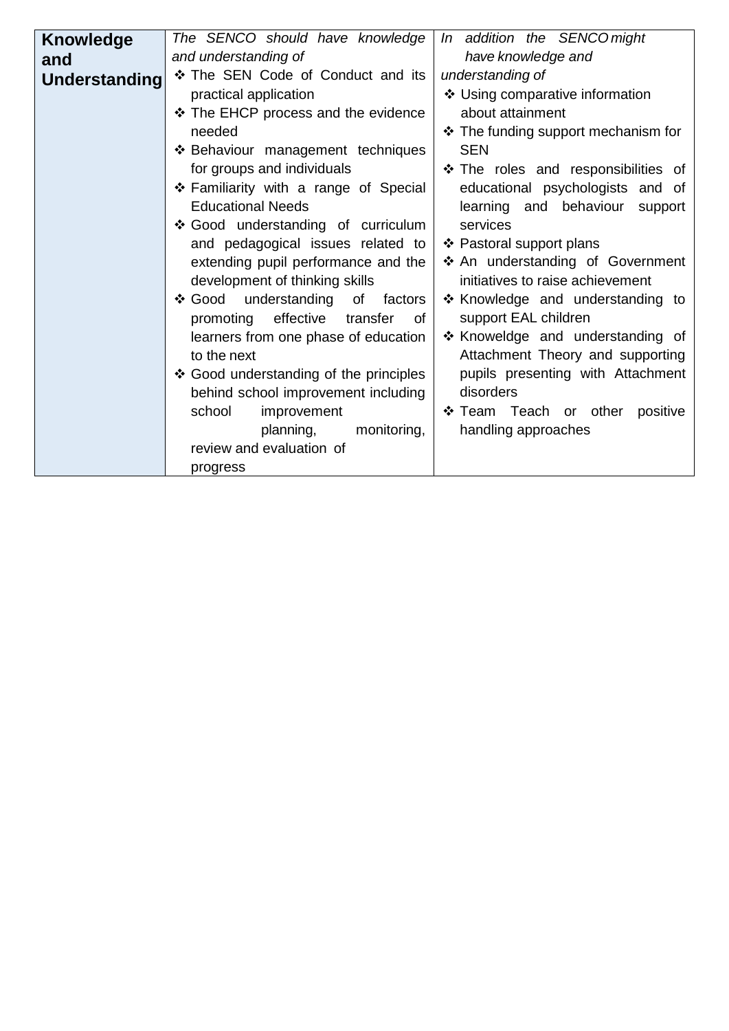| **Knowledge and Understanding** | *The SENCO should have knowledge and understanding of*<br>❖ The SEN Code of Conduct and its practical application<br>❖ The EHCP process and the evidence needed<br>❖ Behaviour management techniques for groups and individuals<br>❖ Familiarity with a range of Special Educational Needs<br>❖ Good understanding of curriculum and pedagogical issues related to extending pupil performance and the development of thinking skills<br>❖ Good understanding of factors promoting effective transfer of learners from one phase of education to the next<br>❖ Good understanding of the principles behind school improvement including school improvement planning, monitoring, review and evaluation of progress | *In addition the SENCO might have knowledge and understanding of*<br>❖ Using comparative information about attainment<br>❖ The funding support mechanism for SEN<br>❖ The roles and responsibilities of educational psychologists and of learning and behaviour support services<br>❖ Pastoral support plans<br>❖ An understanding of Government initiatives to raise achievement<br>❖ Knowledge and understanding to support EAL children<br>❖ Knoweldge and understanding of Attachment Theory and supporting pupils presenting with Attachment disorders<br>❖ Team Teach or other positive handling approaches |
|---|---|---|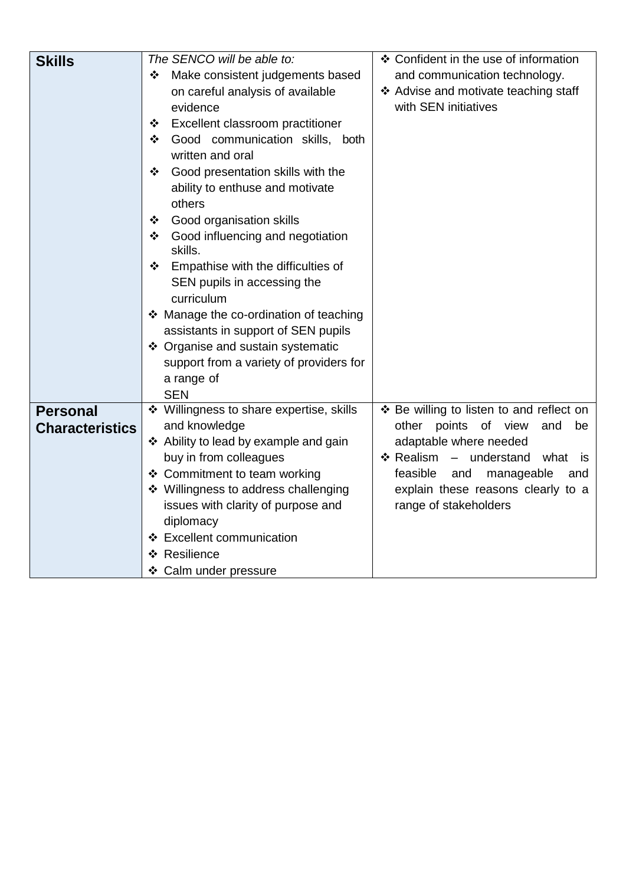| | | |
|---|---|---|
| **Skills** | *The SENCO will be able to:*<br>❖ Make consistent judgements based on careful analysis of available evidence<br>❖ Excellent classroom practitioner<br>❖ Good communication skills, both written and oral<br>❖ Good presentation skills with the ability to enthuse and motivate others<br>❖ Good organisation skills<br>❖ Good influencing and negotiation skills.<br>❖ Empathise with the difficulties of SEN pupils in accessing the curriculum<br>❖ Manage the co-ordination of teaching assistants in support of SEN pupils<br>❖ Organise and sustain systematic support from a variety of providers for a range of SEN | ❖ Confident in the use of information and communication technology.<br>❖ Advise and motivate teaching staff with SEN initiatives |
| **Personal Characteristics** | ❖ Willingness to share expertise, skills and knowledge<br>❖ Ability to lead by example and gain buy in from colleagues<br>❖ Commitment to team working<br>❖ Willingness to address challenging issues with clarity of purpose and diplomacy<br>❖ Excellent communication<br>❖ Resilience<br>❖ Calm under pressure | ❖ Be willing to listen to and reflect on other points of view and be adaptable where needed<br>❖ Realism – understand what is feasible and manageable and explain these reasons clearly to a range of stakeholders |